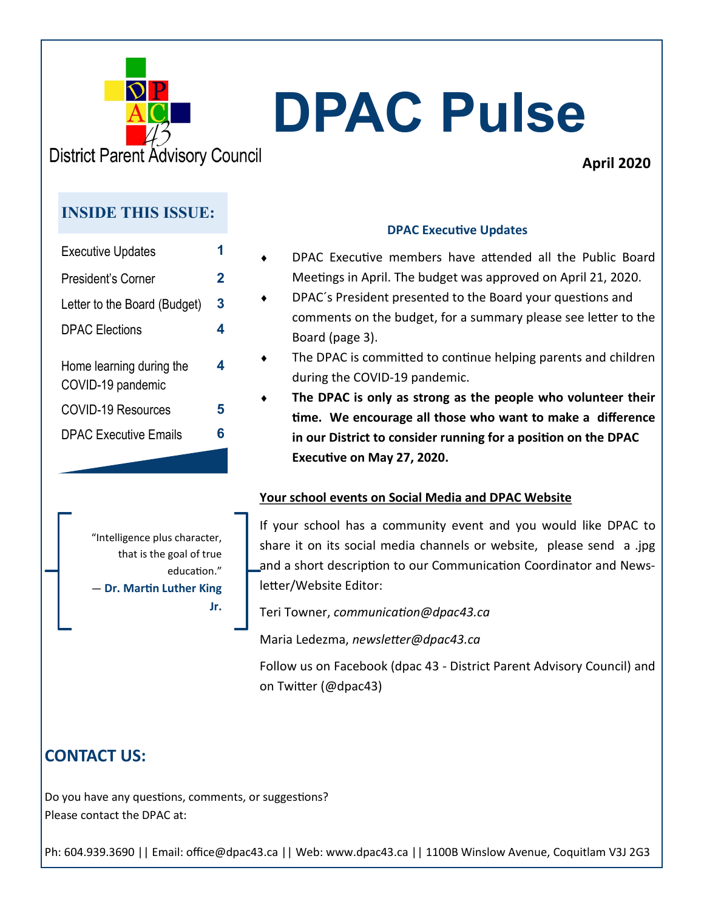District Parent Advisory Council

# DPAC Pulse

**April 2020**

## INSIDE THIS ISSUE:

| | |
|---|---|
| Executive Updates | 1 |
| President's Corner | 2 |
| Letter to the Board (Budget) | 3 |
| DPAC Elections | 4 |
| Home learning during the COVID-19 pandemic | 4 |
| COVID-19 Resources | 5 |
| DPAC Executive Emails | 6 |

"Intelligence plus character, that is the goal of true education."
— **Dr. Martin Luther King Jr.**

### DPAC Executive Updates

- DPAC Executive members have attended all the Public Board Meetings in April. The budget was approved on April 21, 2020.
- DPAC´s President presented to the Board your questions and comments on the budget, for a summary please see letter to the Board (page 3).
- The DPAC is committed to continue helping parents and children during the COVID-19 pandemic.
- **The DPAC is only as strong as the people who volunteer their time. We encourage all those who want to make a difference in our District to consider running for a position on the DPAC Executive on May 27, 2020.**

**Your school events on Social Media and DPAC Website**

If your school has a community event and you would like DPAC to share it on its social media channels or website, please send a .jpg and a short description to our Communication Coordinator and Newsletter/Website Editor:

Teri Towner, *communication@dpac43.ca*

Maria Ledezma, *newsletter@dpac43.ca*

Follow us on Facebook (dpac 43 - District Parent Advisory Council) and on Twitter (@dpac43)

## CONTACT US:

Do you have any questions, comments, or suggestions?
Please contact the DPAC at:

Ph: 604.939.3690 || Email: office@dpac43.ca || Web: www.dpac43.ca || 1100B Winslow Avenue, Coquitlam V3J 2G3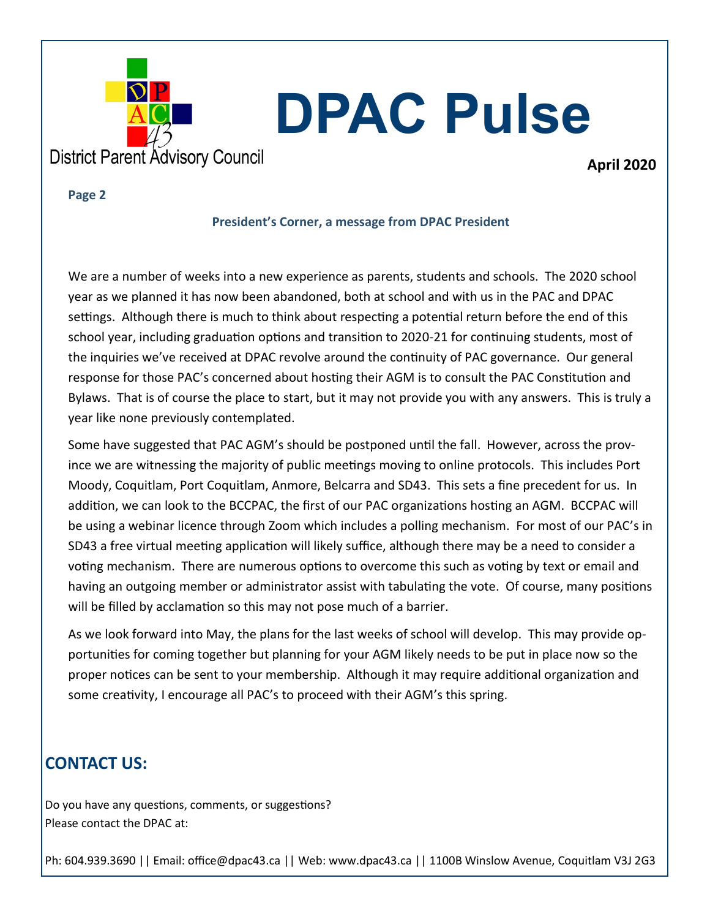# DPAC Pulse

District Parent Advisory Council

**April 2020**

**President's Corner, a message from DPAC President**

We are a number of weeks into a new experience as parents, students and schools. The 2020 school year as we planned it has now been abandoned, both at school and with us in the PAC and DPAC settings. Although there is much to think about respecting a potential return before the end of this school year, including graduation options and transition to 2020-21 for continuing students, most of the inquiries we've received at DPAC revolve around the continuity of PAC governance. Our general response for those PAC's concerned about hosting their AGM is to consult the PAC Constitution and Bylaws. That is of course the place to start, but it may not provide you with any answers. This is truly a year like none previously contemplated.

Some have suggested that PAC AGM's should be postponed until the fall. However, across the province we are witnessing the majority of public meetings moving to online protocols. This includes Port Moody, Coquitlam, Port Coquitlam, Anmore, Belcarra and SD43. This sets a fine precedent for us. In addition, we can look to the BCCPAC, the first of our PAC organizations hosting an AGM. BCCPAC will be using a webinar licence through Zoom which includes a polling mechanism. For most of our PAC's in SD43 a free virtual meeting application will likely suffice, although there may be a need to consider a voting mechanism. There are numerous options to overcome this such as voting by text or email and having an outgoing member or administrator assist with tabulating the vote. Of course, many positions will be filled by acclamation so this may not pose much of a barrier.

As we look forward into May, the plans for the last weeks of school will develop. This may provide opportunities for coming together but planning for your AGM likely needs to be put in place now so the proper notices can be sent to your membership. Although it may require additional organization and some creativity, I encourage all PAC's to proceed with their AGM's this spring.

## CONTACT US:

Do you have any questions, comments, or suggestions?
Please contact the DPAC at:

Ph: 604.939.3690 || Email: office@dpac43.ca || Web: www.dpac43.ca || 1100B Winslow Avenue, Coquitlam V3J 2G3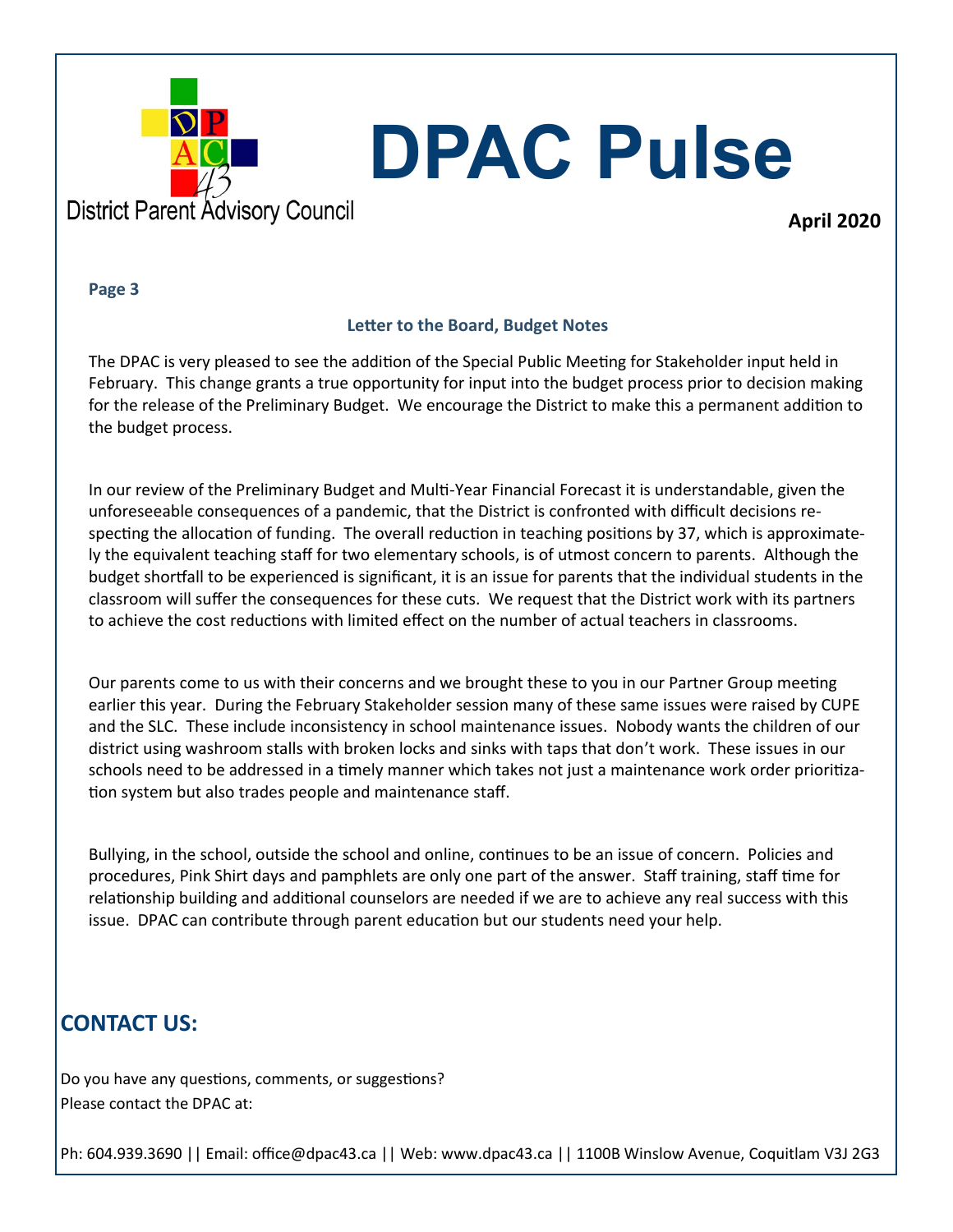# DPAC Pulse

District Parent Advisory Council

**April 2020**

**Page 3**

### Letter to the Board, Budget Notes

The DPAC is very pleased to see the addition of the Special Public Meeting for Stakeholder input held in February. This change grants a true opportunity for input into the budget process prior to decision making for the release of the Preliminary Budget. We encourage the District to make this a permanent addition to the budget process.

In our review of the Preliminary Budget and Multi-Year Financial Forecast it is understandable, given the unforeseeable consequences of a pandemic, that the District is confronted with difficult decisions respecting the allocation of funding. The overall reduction in teaching positions by 37, which is approximately the equivalent teaching staff for two elementary schools, is of utmost concern to parents. Although the budget shortfall to be experienced is significant, it is an issue for parents that the individual students in the classroom will suffer the consequences for these cuts. We request that the District work with its partners to achieve the cost reductions with limited effect on the number of actual teachers in classrooms.

Our parents come to us with their concerns and we brought these to you in our Partner Group meeting earlier this year. During the February Stakeholder session many of these same issues were raised by CUPE and the SLC. These include inconsistency in school maintenance issues. Nobody wants the children of our district using washroom stalls with broken locks and sinks with taps that don't work. These issues in our schools need to be addressed in a timely manner which takes not just a maintenance work order prioritization system but also trades people and maintenance staff.

Bullying, in the school, outside the school and online, continues to be an issue of concern. Policies and procedures, Pink Shirt days and pamphlets are only one part of the answer. Staff training, staff time for relationship building and additional counselors are needed if we are to achieve any real success with this issue. DPAC can contribute through parent education but our students need your help.

## CONTACT US:

Do you have any questions, comments, or suggestions?
Please contact the DPAC at:

Ph: 604.939.3690 || Email: office@dpac43.ca || Web: www.dpac43.ca || 1100B Winslow Avenue, Coquitlam V3J 2G3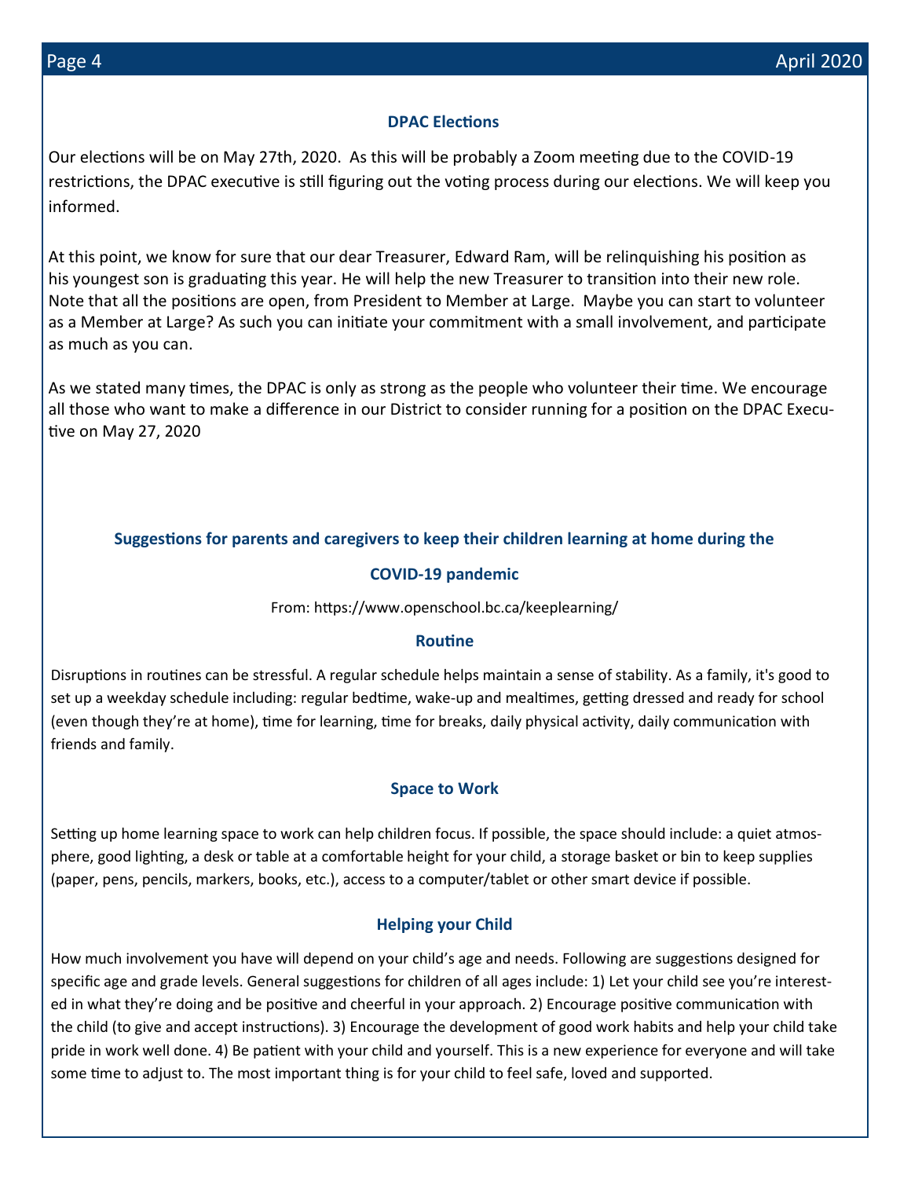## DPAC Elections

Our elections will be on May 27th, 2020. As this will be probably a Zoom meeting due to the COVID-19 restrictions, the DPAC executive is still figuring out the voting process during our elections. We will keep you informed.

At this point, we know for sure that our dear Treasurer, Edward Ram, will be relinquishing his position as his youngest son is graduating this year. He will help the new Treasurer to transition into their new role. Note that all the positions are open, from President to Member at Large. Maybe you can start to volunteer as a Member at Large? As such you can initiate your commitment with a small involvement, and participate as much as you can.

As we stated many times, the DPAC is only as strong as the people who volunteer their time. We encourage all those who want to make a difference in our District to consider running for a position on the DPAC Executive on May 27, 2020

## Suggestions for parents and caregivers to keep their children learning at home during the COVID-19 pandemic

From: https://www.openschool.bc.ca/keeplearning/

### Routine

Disruptions in routines can be stressful. A regular schedule helps maintain a sense of stability. As a family, it's good to set up a weekday schedule including: regular bedtime, wake-up and mealtimes, getting dressed and ready for school (even though they're at home), time for learning, time for breaks, daily physical activity, daily communication with friends and family.

### Space to Work

Setting up home learning space to work can help children focus. If possible, the space should include: a quiet atmosphere, good lighting, a desk or table at a comfortable height for your child, a storage basket or bin to keep supplies (paper, pens, pencils, markers, books, etc.), access to a computer/tablet or other smart device if possible.

### Helping your Child

How much involvement you have will depend on your child's age and needs. Following are suggestions designed for specific age and grade levels. General suggestions for children of all ages include: 1) Let your child see you're interested in what they're doing and be positive and cheerful in your approach. 2) Encourage positive communication with the child (to give and accept instructions). 3) Encourage the development of good work habits and help your child take pride in work well done. 4) Be patient with your child and yourself. This is a new experience for everyone and will take some time to adjust to. The most important thing is for your child to feel safe, loved and supported.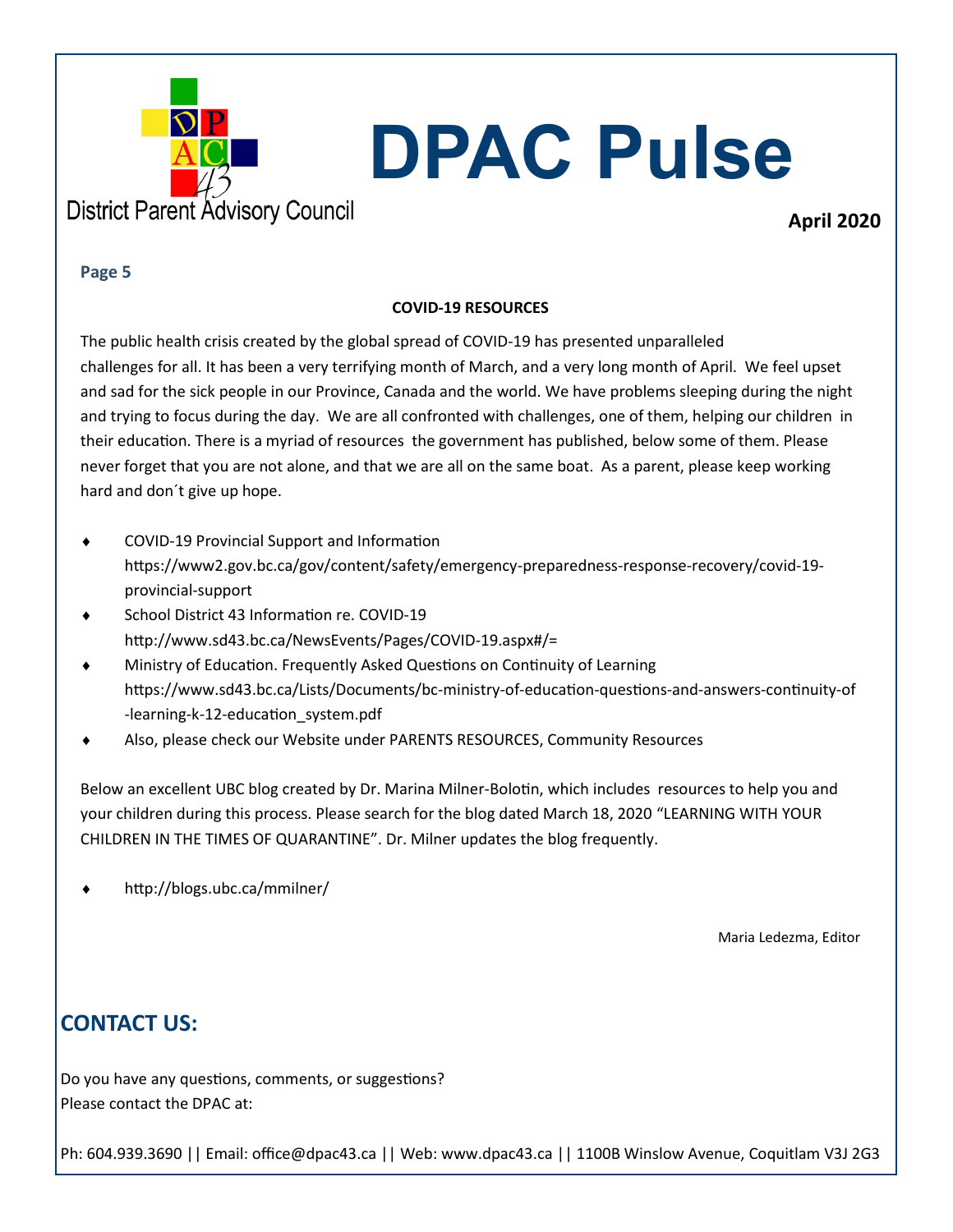# DPAC Pulse

District Parent Advisory Council

**April 2020**

**Page 5**

**COVID-19 RESOURCES**

The public health crisis created by the global spread of COVID-19 has presented unparalleled challenges for all. It has been a very terrifying month of March, and a very long month of April. We feel upset and sad for the sick people in our Province, Canada and the world. We have problems sleeping during the night and trying to focus during the day. We are all confronted with challenges, one of them, helping our children in their education. There is a myriad of resources the government has published, below some of them. Please never forget that you are not alone, and that we are all on the same boat. As a parent, please keep working hard and don´t give up hope.

- COVID-19 Provincial Support and Information https://www2.gov.bc.ca/gov/content/safety/emergency-preparedness-response-recovery/covid-19-provincial-support
- School District 43 Information re. COVID-19 http://www.sd43.bc.ca/NewsEvents/Pages/COVID-19.aspx#/=
- Ministry of Education. Frequently Asked Questions on Continuity of Learning https://www.sd43.bc.ca/Lists/Documents/bc-ministry-of-education-questions-and-answers-continuity-of-learning-k-12-education_system.pdf
- Also, please check our Website under PARENTS RESOURCES, Community Resources

Below an excellent UBC blog created by Dr. Marina Milner-Bolotin, which includes resources to help you and your children during this process. Please search for the blog dated March 18, 2020 "LEARNING WITH YOUR CHILDREN IN THE TIMES OF QUARANTINE". Dr. Milner updates the blog frequently.

- http://blogs.ubc.ca/mmilner/

Maria Ledezma, Editor

## CONTACT US:

Do you have any questions, comments, or suggestions?
Please contact the DPAC at:

Ph: 604.939.3690 || Email: office@dpac43.ca || Web: www.dpac43.ca || 1100B Winslow Avenue, Coquitlam V3J 2G3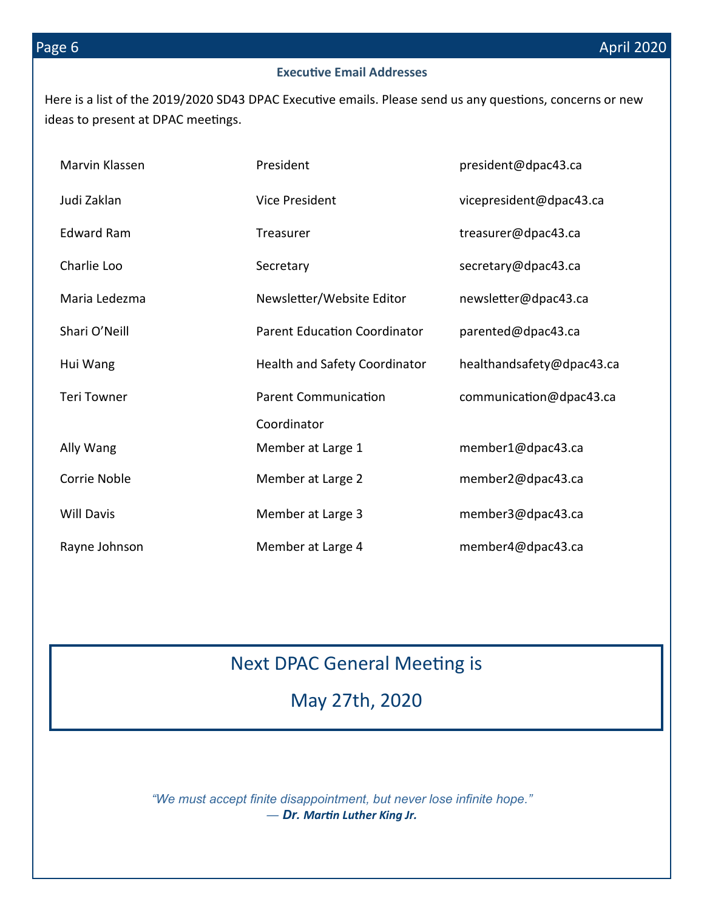## Executive Email Addresses

Here is a list of the 2019/2020 SD43 DPAC Executive emails. Please send us any questions, concerns or new ideas to present at DPAC meetings.

| | | |
|---|---|---|
| Marvin Klassen | President | president@dpac43.ca |
| Judi Zaklan | Vice President | vicepresident@dpac43.ca |
| Edward Ram | Treasurer | treasurer@dpac43.ca |
| Charlie Loo | Secretary | secretary@dpac43.ca |
| Maria Ledezma | Newsletter/Website Editor | newsletter@dpac43.ca |
| Shari O'Neill | Parent Education Coordinator | parented@dpac43.ca |
| Hui Wang | Health and Safety Coordinator | healthandsafety@dpac43.ca |
| Teri Towner | Parent Communication Coordinator | communication@dpac43.ca |
| Ally Wang | Member at Large 1 | member1@dpac43.ca |
| Corrie Noble | Member at Large 2 | member2@dpac43.ca |
| Will Davis | Member at Large 3 | member3@dpac43.ca |
| Rayne Johnson | Member at Large 4 | member4@dpac43.ca |

Next DPAC General Meeting is

May 27th, 2020

*"We must accept finite disappointment, but never lose infinite hope."*
***— Dr. Martin Luther King Jr.***